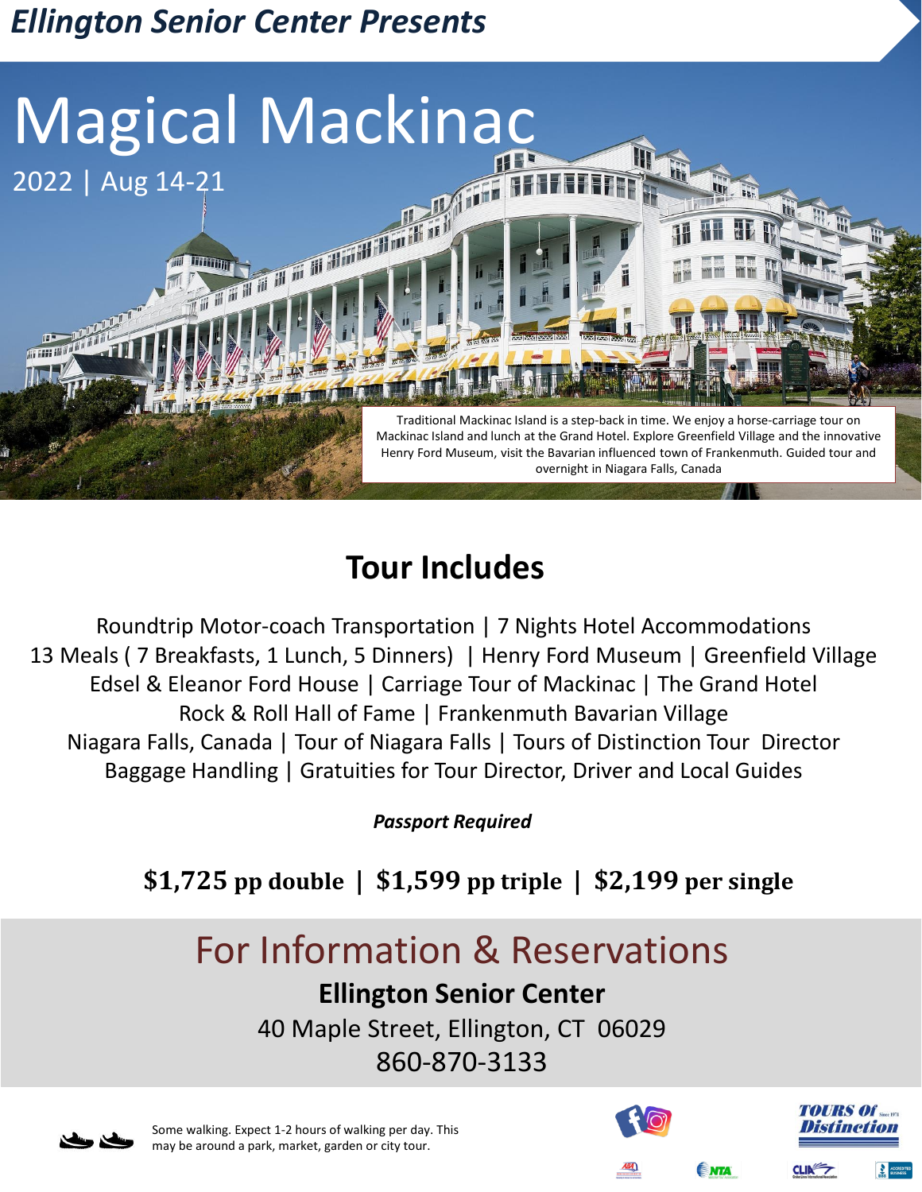*Ellington Senior Center Presents*

# Magical Mackinac

2022 | Aug 14-21

Traditional Mackinac Island is a step-back in time. We enjoy a horse-carriage tour on Mackinac Island and lunch at the Grand Hotel. Explore Greenfield Village and the innovative Henry Ford Museum, visit the Bavarian influenced town of Frankenmuth. Guided tour and overnight in Niagara Falls, Canada

## Tour Includes

Roundtrip Motor-coach Transportation | 7 Nights Hotel Accommodations
13 Meals ( 7 Breakfasts, 1 Lunch, 5 Dinners) | Henry Ford Museum | Greenfield Village
Edsel & Eleanor Ford House | Carriage Tour of Mackinac | The Grand Hotel
Rock & Roll Hall of Fame | Frankenmuth Bavarian Village
Niagara Falls, Canada | Tour of Niagara Falls | Tours of Distinction Tour Director
Baggage Handling | Gratuities for Tour Director, Driver and Local Guides

***Passport Required***

**$1,725 pp double | $1,599 pp triple | $2,199 per single**

## For Information & Reservations

**Ellington Senior Center**
40 Maple Street, Ellington, CT 06029
860-870-3133

Some walking. Expect 1-2 hours of walking per day. This may be around a park, market, garden or city tour.

TOURS OF Distinction Since 1971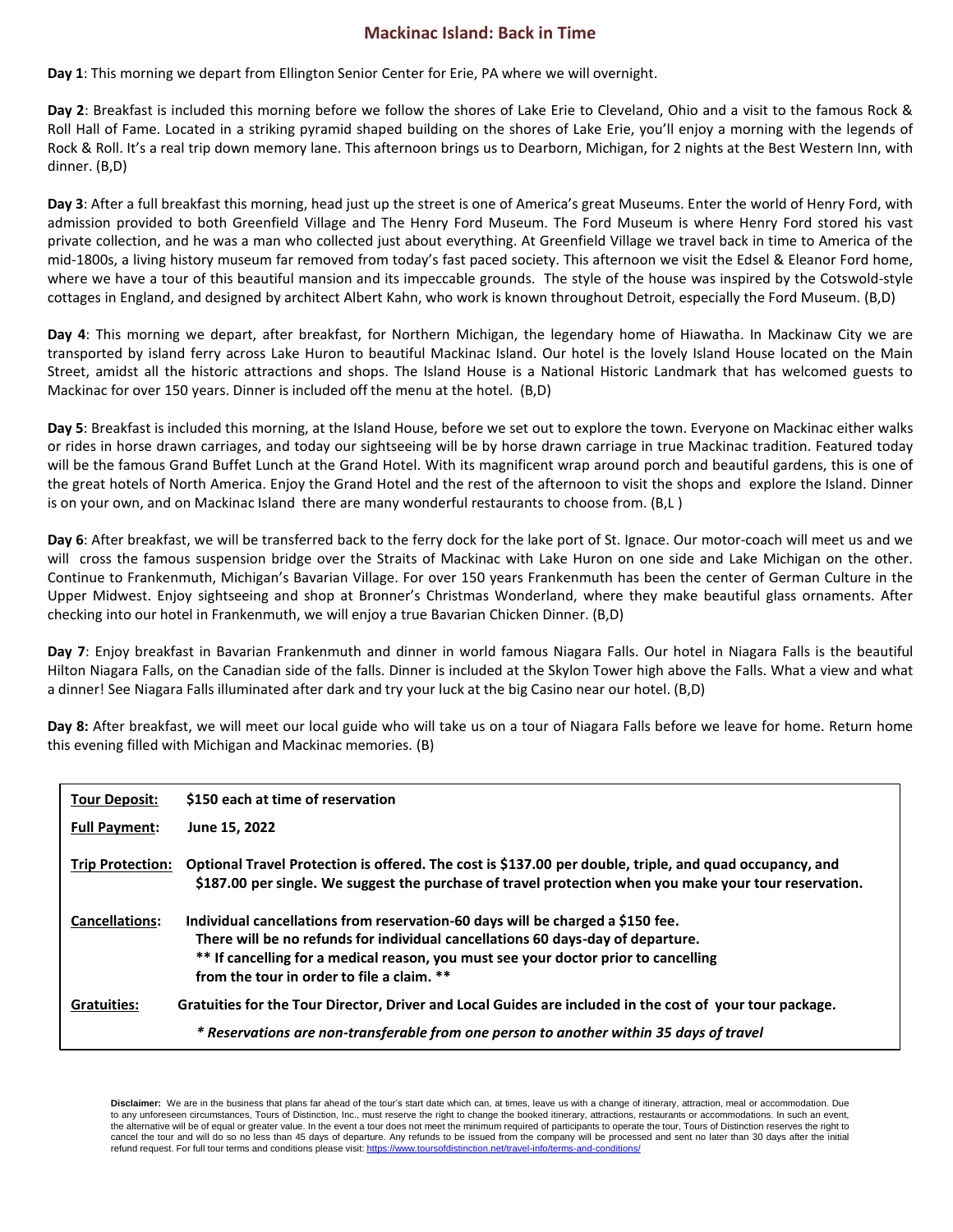# Mackinac Island: Back in Time

**Day 1**: This morning we depart from Ellington Senior Center for Erie, PA where we will overnight.

**Day 2**: Breakfast is included this morning before we follow the shores of Lake Erie to Cleveland, Ohio and a visit to the famous Rock & Roll Hall of Fame. Located in a striking pyramid shaped building on the shores of Lake Erie, you'll enjoy a morning with the legends of Rock & Roll. It's a real trip down memory lane. This afternoon brings us to Dearborn, Michigan, for 2 nights at the Best Western Inn, with dinner. (B,D)

**Day 3**: After a full breakfast this morning, head just up the street is one of America's great Museums. Enter the world of Henry Ford, with admission provided to both Greenfield Village and The Henry Ford Museum. The Ford Museum is where Henry Ford stored his vast private collection, and he was a man who collected just about everything. At Greenfield Village we travel back in time to America of the mid-1800s, a living history museum far removed from today's fast paced society. This afternoon we visit the Edsel & Eleanor Ford home, where we have a tour of this beautiful mansion and its impeccable grounds. The style of the house was inspired by the Cotswold-style cottages in England, and designed by architect Albert Kahn, who work is known throughout Detroit, especially the Ford Museum. (B,D)

**Day 4**: This morning we depart, after breakfast, for Northern Michigan, the legendary home of Hiawatha. In Mackinaw City we are transported by island ferry across Lake Huron to beautiful Mackinac Island. Our hotel is the lovely Island House located on the Main Street, amidst all the historic attractions and shops. The Island House is a National Historic Landmark that has welcomed guests to Mackinac for over 150 years. Dinner is included off the menu at the hotel. (B,D)

**Day 5**: Breakfast is included this morning, at the Island House, before we set out to explore the town. Everyone on Mackinac either walks or rides in horse drawn carriages, and today our sightseeing will be by horse drawn carriage in true Mackinac tradition. Featured today will be the famous Grand Buffet Lunch at the Grand Hotel. With its magnificent wrap around porch and beautiful gardens, this is one of the great hotels of North America. Enjoy the Grand Hotel and the rest of the afternoon to visit the shops and explore the Island. Dinner is on your own, and on Mackinac Island there are many wonderful restaurants to choose from. (B,L )

**Day 6**: After breakfast, we will be transferred back to the ferry dock for the lake port of St. Ignace. Our motor-coach will meet us and we will cross the famous suspension bridge over the Straits of Mackinac with Lake Huron on one side and Lake Michigan on the other. Continue to Frankenmuth, Michigan's Bavarian Village. For over 150 years Frankenmuth has been the center of German Culture in the Upper Midwest. Enjoy sightseeing and shop at Bronner's Christmas Wonderland, where they make beautiful glass ornaments. After checking into our hotel in Frankenmuth, we will enjoy a true Bavarian Chicken Dinner. (B,D)

**Day 7**: Enjoy breakfast in Bavarian Frankenmuth and dinner in world famous Niagara Falls. Our hotel in Niagara Falls is the beautiful Hilton Niagara Falls, on the Canadian side of the falls. Dinner is included at the Skylon Tower high above the Falls. What a view and what a dinner! See Niagara Falls illuminated after dark and try your luck at the big Casino near our hotel. (B,D)

**Day 8:** After breakfast, we will meet our local guide who will take us on a tour of Niagara Falls before we leave for home. Return home this evening filled with Michigan and Mackinac memories. (B)

| | |
|---|---|
| **Tour Deposit:** | **$150 each at time of reservation** |
| **Full Payment:** | **June 15, 2022** |
| **Trip Protection:** | **Optional Travel Protection is offered. The cost is $137.00 per double, triple, and quad occupancy, and $187.00 per single. We suggest the purchase of travel protection when you make your tour reservation.** |
| **Cancellations:** | **Individual cancellations from reservation-60 days will be charged a $150 fee. There will be no refunds for individual cancellations 60 days-day of departure. ** If cancelling for a medical reason, you must see your doctor prior to cancelling from the tour in order to file a claim. **** |
| **Gratuities:** | **Gratuities for the Tour Director, Driver and Local Guides are included in the cost of your tour package.** |
| | ***\* Reservations are non-transferable from one person to another within 35 days of travel*** |

**Disclaimer:** We are in the business that plans far ahead of the tour's start date which can, at times, leave us with a change of itinerary, attraction, meal or accommodation. Due to any unforeseen circumstances, Tours of Distinction, Inc., must reserve the right to change the booked itinerary, attractions, restaurants or accommodations. In such an event, the alternative will be of equal or greater value. In the event a tour does not meet the minimum required of participants to operate the tour, Tours of Distinction reserves the right to cancel the tour and will do so no less than 45 days of departure. Any refunds to be issued from the company will be processed and sent no later than 30 days after the initial refund request. For full tour terms and conditions please visit: https://www.toursofdistinction.net/travel-info/terms-and-conditions/